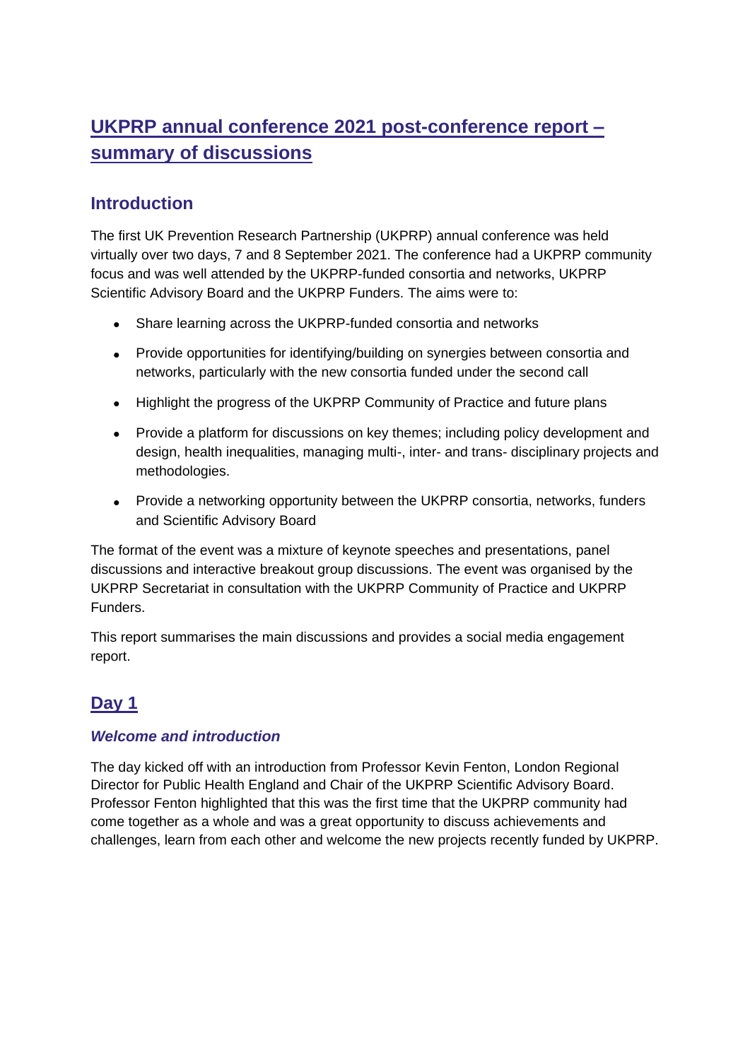# UKPRP annual conference 2021 post-conference report – summary of discussions

## Introduction

The first UK Prevention Research Partnership (UKPRP) annual conference was held virtually over two days, 7 and 8 September 2021. The conference had a UKPRP community focus and was well attended by the UKPRP-funded consortia and networks, UKPRP Scientific Advisory Board and the UKPRP Funders. The aims were to:

- Share learning across the UKPRP-funded consortia and networks
- Provide opportunities for identifying/building on synergies between consortia and networks, particularly with the new consortia funded under the second call
- Highlight the progress of the UKPRP Community of Practice and future plans
- Provide a platform for discussions on key themes; including policy development and design, health inequalities, managing multi-, inter- and trans- disciplinary projects and methodologies.
- Provide a networking opportunity between the UKPRP consortia, networks, funders and Scientific Advisory Board

The format of the event was a mixture of keynote speeches and presentations, panel discussions and interactive breakout group discussions. The event was organised by the UKPRP Secretariat in consultation with the UKPRP Community of Practice and UKPRP Funders.

This report summarises the main discussions and provides a social media engagement report.

## Day 1

### *Welcome and introduction*

The day kicked off with an introduction from Professor Kevin Fenton, London Regional Director for Public Health England and Chair of the UKPRP Scientific Advisory Board. Professor Fenton highlighted that this was the first time that the UKPRP community had come together as a whole and was a great opportunity to discuss achievements and challenges, learn from each other and welcome the new projects recently funded by UKPRP.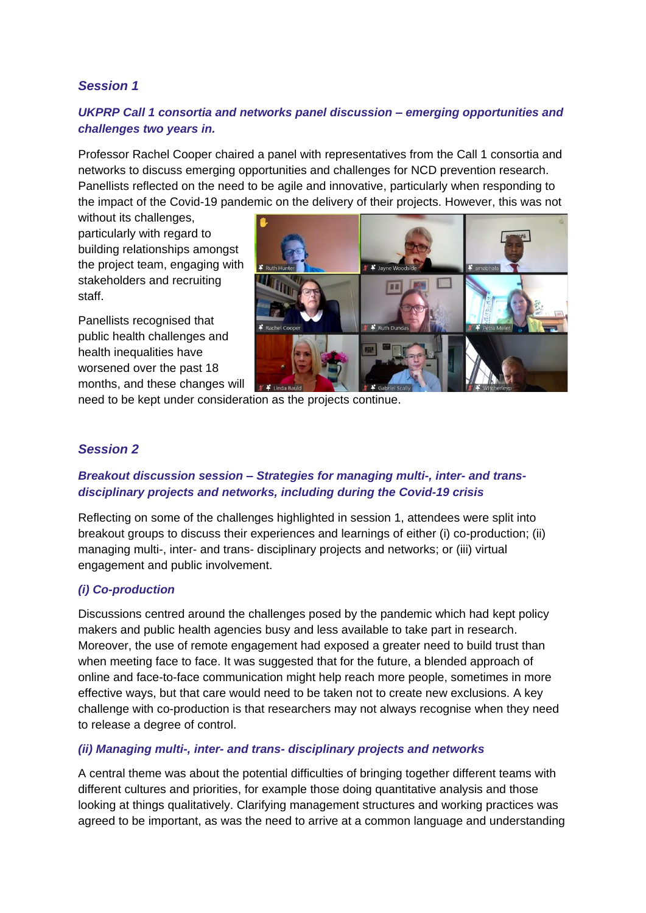### *Session 1*

#### *UKPRP Call 1 consortia and networks panel discussion – emerging opportunities and challenges two years in.*

Professor Rachel Cooper chaired a panel with representatives from the Call 1 consortia and networks to discuss emerging opportunities and challenges for NCD prevention research. Panellists reflected on the need to be agile and innovative, particularly when responding to the impact of the Covid-19 pandemic on the delivery of their projects. However, this was not without its challenges, particularly with regard to building relationships amongst the project team, engaging with stakeholders and recruiting staff.

Panellists recognised that public health challenges and health inequalities have worsened over the past 18 months, and these changes will need to be kept under consideration as the projects continue.

### *Session 2*

#### *Breakout discussion session – Strategies for managing multi-, inter- and trans-disciplinary projects and networks, including during the Covid-19 crisis*

Reflecting on some of the challenges highlighted in session 1, attendees were split into breakout groups to discuss their experiences and learnings of either (i) co-production; (ii) managing multi-, inter- and trans- disciplinary projects and networks; or (iii) virtual engagement and public involvement.

#### *(i) Co-production*

Discussions centred around the challenges posed by the pandemic which had kept policy makers and public health agencies busy and less available to take part in research. Moreover, the use of remote engagement had exposed a greater need to build trust than when meeting face to face. It was suggested that for the future, a blended approach of online and face-to-face communication might help reach more people, sometimes in more effective ways, but that care would need to be taken not to create new exclusions. A key challenge with co-production is that researchers may not always recognise when they need to release a degree of control.

#### *(ii) Managing multi-, inter- and trans- disciplinary projects and networks*

A central theme was about the potential difficulties of bringing together different teams with different cultures and priorities, for example those doing quantitative analysis and those looking at things qualitatively. Clarifying management structures and working practices was agreed to be important, as was the need to arrive at a common language and understanding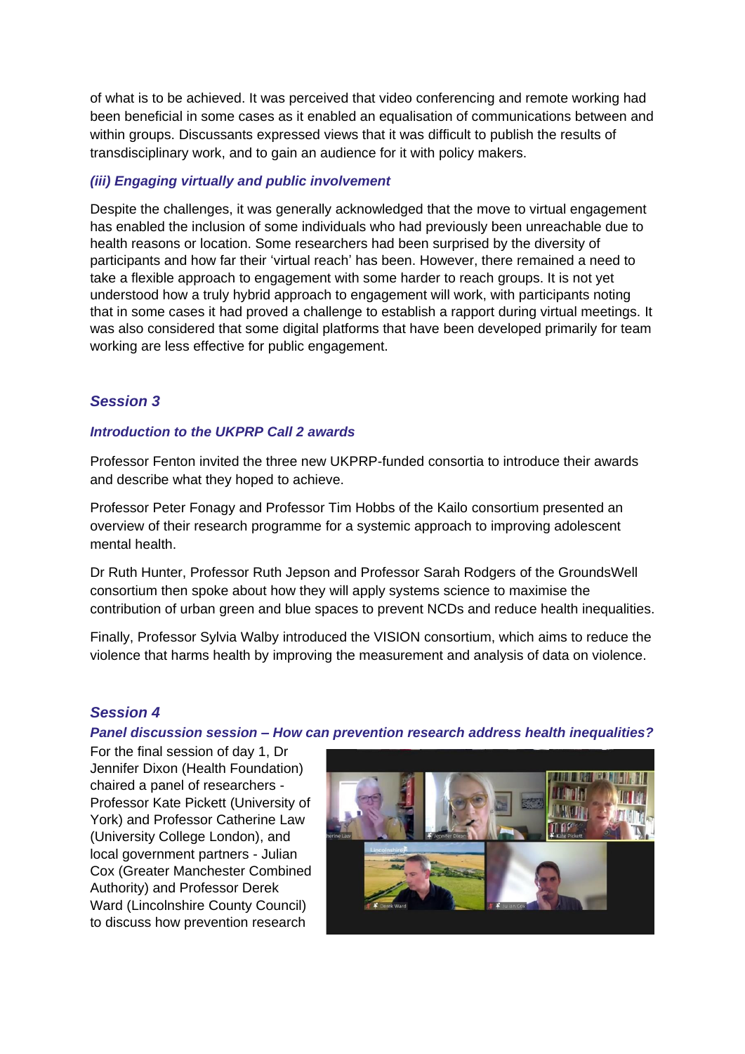of what is to be achieved. It was perceived that video conferencing and remote working had been beneficial in some cases as it enabled an equalisation of communications between and within groups. Discussants expressed views that it was difficult to publish the results of transdisciplinary work, and to gain an audience for it with policy makers.

### *(iii) Engaging virtually and public involvement*

Despite the challenges, it was generally acknowledged that the move to virtual engagement has enabled the inclusion of some individuals who had previously been unreachable due to health reasons or location. Some researchers had been surprised by the diversity of participants and how far their 'virtual reach' has been. However, there remained a need to take a flexible approach to engagement with some harder to reach groups. It is not yet understood how a truly hybrid approach to engagement will work, with participants noting that in some cases it had proved a challenge to establish a rapport during virtual meetings. It was also considered that some digital platforms that have been developed primarily for team working are less effective for public engagement.

## *Session 3*

### *Introduction to the UKPRP Call 2 awards*

Professor Fenton invited the three new UKPRP-funded consortia to introduce their awards and describe what they hoped to achieve.

Professor Peter Fonagy and Professor Tim Hobbs of the Kailo consortium presented an overview of their research programme for a systemic approach to improving adolescent mental health.

Dr Ruth Hunter, Professor Ruth Jepson and Professor Sarah Rodgers of the GroundsWell consortium then spoke about how they will apply systems science to maximise the contribution of urban green and blue spaces to prevent NCDs and reduce health inequalities.

Finally, Professor Sylvia Walby introduced the VISION consortium, which aims to reduce the violence that harms health by improving the measurement and analysis of data on violence.

## *Session 4*

### *Panel discussion session – How can prevention research address health inequalities?*

For the final session of day 1, Dr Jennifer Dixon (Health Foundation) chaired a panel of researchers - Professor Kate Pickett (University of York) and Professor Catherine Law (University College London), and local government partners - Julian Cox (Greater Manchester Combined Authority) and Professor Derek Ward (Lincolnshire County Council) to discuss how prevention research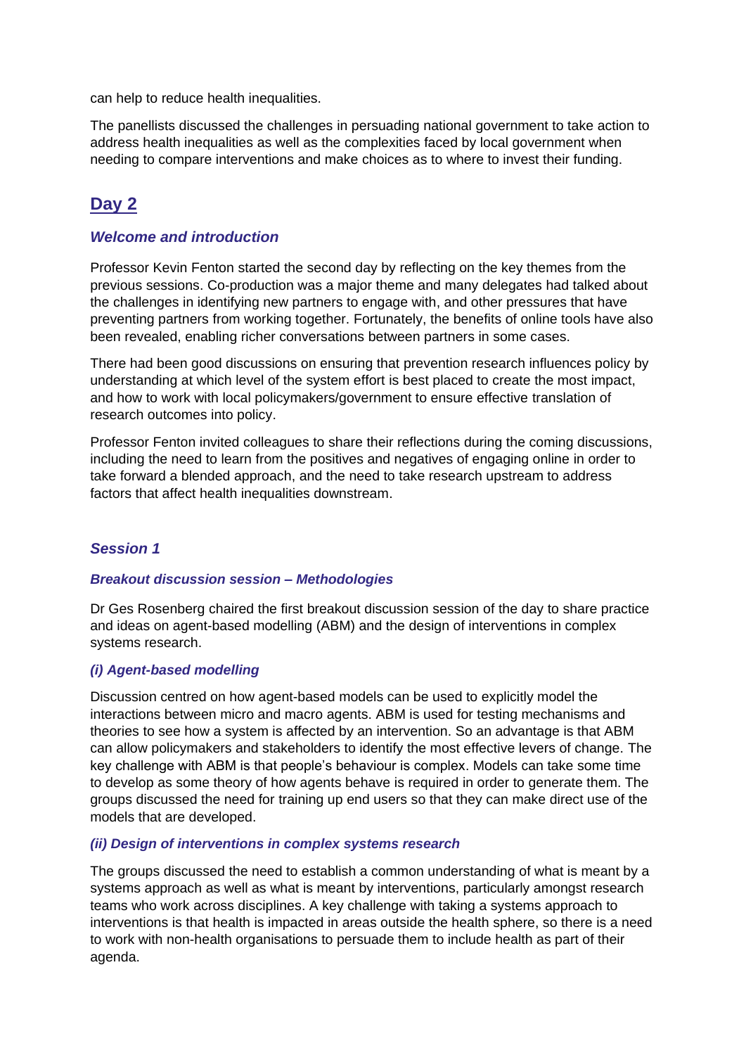can help to reduce health inequalities.

The panellists discussed the challenges in persuading national government to take action to address health inequalities as well as the complexities faced by local government when needing to compare interventions and make choices as to where to invest their funding.

## Day 2

### *Welcome and introduction*

Professor Kevin Fenton started the second day by reflecting on the key themes from the previous sessions. Co-production was a major theme and many delegates had talked about the challenges in identifying new partners to engage with, and other pressures that have preventing partners from working together. Fortunately, the benefits of online tools have also been revealed, enabling richer conversations between partners in some cases.

There had been good discussions on ensuring that prevention research influences policy by understanding at which level of the system effort is best placed to create the most impact, and how to work with local policymakers/government to ensure effective translation of research outcomes into policy.

Professor Fenton invited colleagues to share their reflections during the coming discussions, including the need to learn from the positives and negatives of engaging online in order to take forward a blended approach, and the need to take research upstream to address factors that affect health inequalities downstream.

### *Session 1*

#### *Breakout discussion session – Methodologies*

Dr Ges Rosenberg chaired the first breakout discussion session of the day to share practice and ideas on agent-based modelling (ABM) and the design of interventions in complex systems research.

#### *(i) Agent-based modelling*

Discussion centred on how agent-based models can be used to explicitly model the interactions between micro and macro agents. ABM is used for testing mechanisms and theories to see how a system is affected by an intervention. So an advantage is that ABM can allow policymakers and stakeholders to identify the most effective levers of change. The key challenge with ABM is that people's behaviour is complex. Models can take some time to develop as some theory of how agents behave is required in order to generate them. The groups discussed the need for training up end users so that they can make direct use of the models that are developed.

#### *(ii) Design of interventions in complex systems research*

The groups discussed the need to establish a common understanding of what is meant by a systems approach as well as what is meant by interventions, particularly amongst research teams who work across disciplines. A key challenge with taking a systems approach to interventions is that health is impacted in areas outside the health sphere, so there is a need to work with non-health organisations to persuade them to include health as part of their agenda.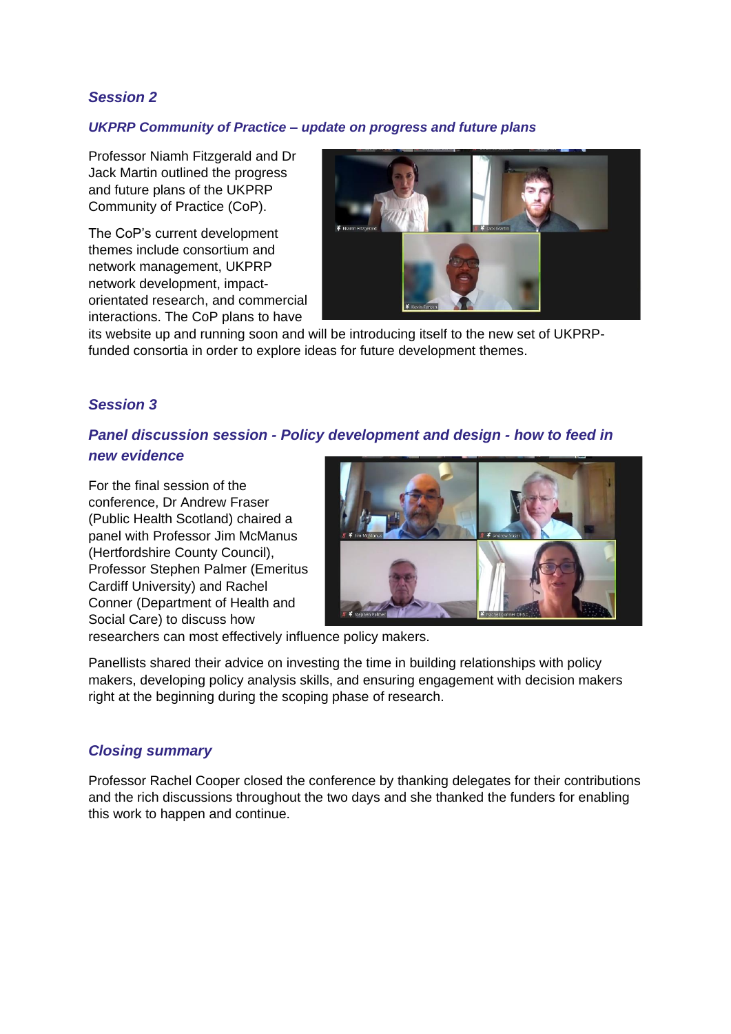## *Session 2*

### *UKPRP Community of Practice – update on progress and future plans*

Professor Niamh Fitzgerald and Dr Jack Martin outlined the progress and future plans of the UKPRP Community of Practice (CoP).

The CoP's current development themes include consortium and network management, UKPRP network development, impact-orientated research, and commercial interactions. The CoP plans to have its website up and running soon and will be introducing itself to the new set of UKPRP-funded consortia in order to explore ideas for future development themes.

## *Session 3*

### *Panel discussion session - Policy development and design - how to feed in new evidence*

For the final session of the conference, Dr Andrew Fraser (Public Health Scotland) chaired a panel with Professor Jim McManus (Hertfordshire County Council), Professor Stephen Palmer (Emeritus Cardiff University) and Rachel Conner (Department of Health and Social Care) to discuss how researchers can most effectively influence policy makers.

Panellists shared their advice on investing the time in building relationships with policy makers, developing policy analysis skills, and ensuring engagement with decision makers right at the beginning during the scoping phase of research.

## *Closing summary*

Professor Rachel Cooper closed the conference by thanking delegates for their contributions and the rich discussions throughout the two days and she thanked the funders for enabling this work to happen and continue.